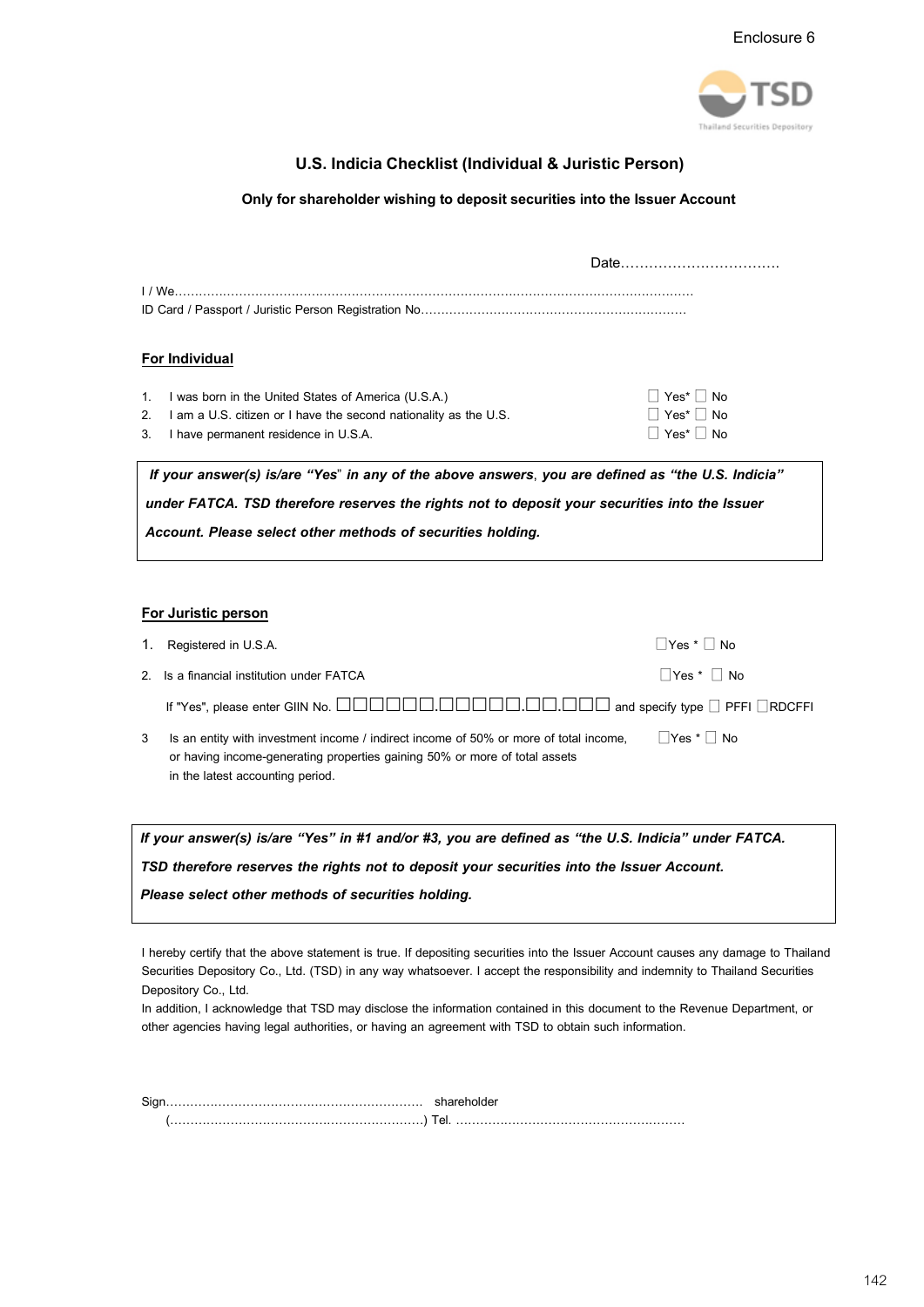Enclosure 6

TSD
Thailand Securities Depository

## U.S. Indicia Checklist (Individual & Juristic Person)

**Only for shareholder wishing to deposit securities into the Issuer Account**

Date…………………………….

I / We…………………………………………………………………………………………………………………

ID Card / Passport / Juristic Person Registration No…………………………………………………………

### For Individual

1. I was born in the United States of America (U.S.A.) ☐ Yes* ☐ No
2. I am a U.S. citizen or I have the second nationality as the U.S. ☐ Yes* ☐ No
3. I have permanent residence in U.S.A. ☐ Yes* ☐ No

***If your answer(s) is/are "Yes" in any of the above answers, you are defined as "the U.S. Indicia" under FATCA. TSD therefore reserves the rights not to deposit your securities into the Issuer Account. Please select other methods of securities holding.***

### For Juristic person

1. Registered in U.S.A. ☐Yes * ☐ No
2. Is a financial institution under FATCA ☐Yes * ☐ No

   If "Yes", please enter GIIN No. ☐☐☐☐☐☐.☐☐☐☐☐.☐☐.☐☐☐ and specify type ☐ PFFI ☐RDCFFI
3. Is an entity with investment income / indirect income of 50% or more of total income, or having income-generating properties gaining 50% or more of total assets in the latest accounting period. ☐Yes * ☐ No

***If your answer(s) is/are "Yes" in #1 and/or #3, you are defined as "the U.S. Indicia" under FATCA. TSD therefore reserves the rights not to deposit your securities into the Issuer Account. Please select other methods of securities holding.***

I hereby certify that the above statement is true. If depositing securities into the Issuer Account causes any damage to Thailand Securities Depository Co., Ltd. (TSD) in any way whatsoever. I accept the responsibility and indemnity to Thailand Securities Depository Co., Ltd.

In addition, I acknowledge that TSD may disclose the information contained in this document to the Revenue Department, or other agencies having legal authorities, or having an agreement with TSD to obtain such information.

Sign………………………………………………………. shareholder

(………………………………………………………) Tel. …………………………………………………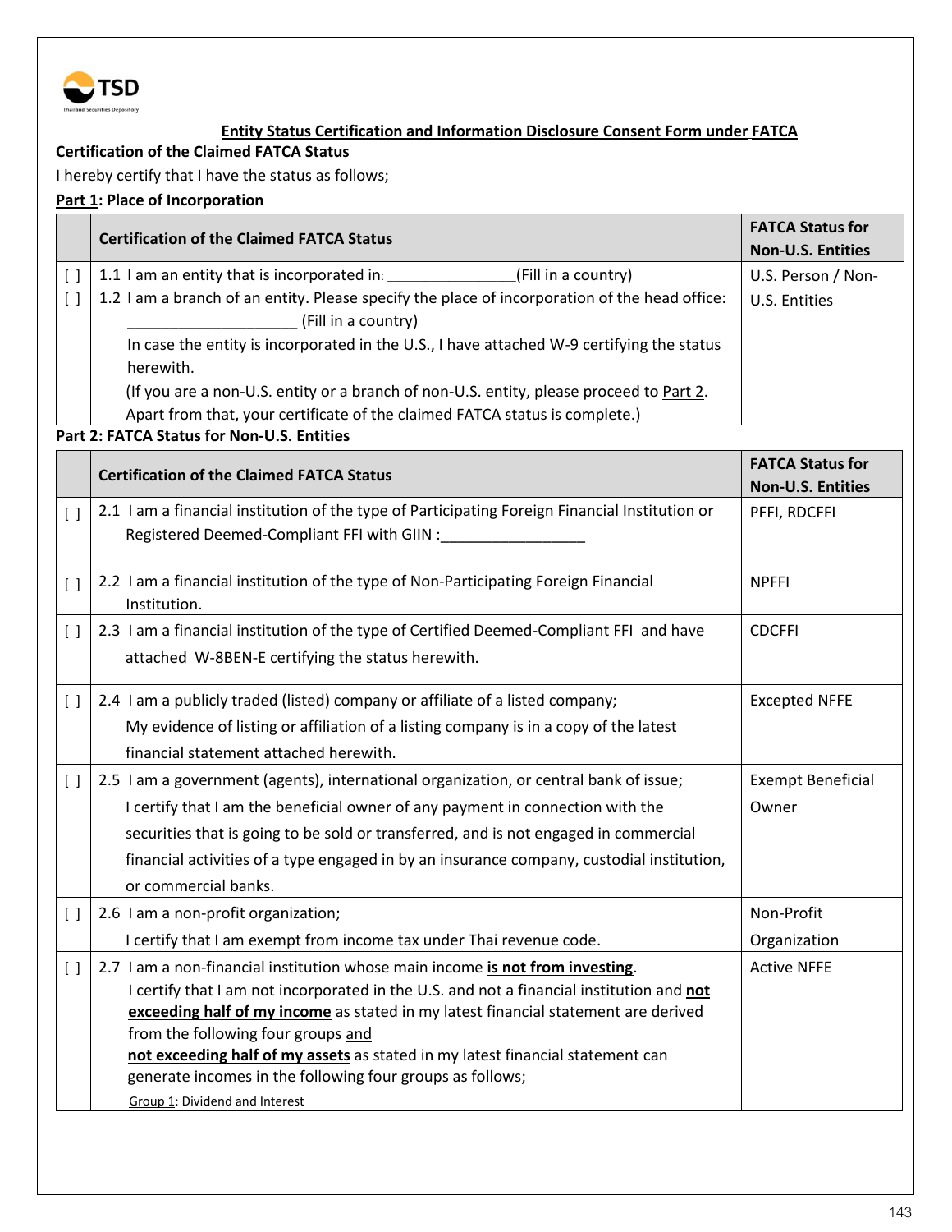TSD

Thailand Securities Depository

# Entity Status Certification and Information Disclosure Consent Form under FATCA

**Certification of the Claimed FATCA Status**

I hereby certify that I have the status as follows;

**Part 1: Place of Incorporation**

| | **Certification of the Claimed FATCA Status** | **FATCA Status for Non-U.S. Entities** |
|---|---|---|
| [ ]<br>[ ] | 1.1 I am an entity that is incorporated in: _______________(Fill in a country)<br>1.2 I am a branch of an entity. Please specify the place of incorporation of the head office: ____________________ (Fill in a country)<br>In case the entity is incorporated in the U.S., I have attached W-9 certifying the status herewith.<br>(If you are a non-U.S. entity or a branch of non-U.S. entity, please proceed to Part 2. Apart from that, your certificate of the claimed FATCA status is complete.) | U.S. Person / Non-U.S. Entities |

**Part 2: FATCA Status for Non-U.S. Entities**

| | **Certification of the Claimed FATCA Status** | **FATCA Status for Non-U.S. Entities** |
|---|---|---|
| [ ] | 2.1 I am a financial institution of the type of Participating Foreign Financial Institution or Registered Deemed-Compliant FFI with GIIN :_________________ | PFFI, RDCFFI |
| [ ] | 2.2 I am a financial institution of the type of Non-Participating Foreign Financial Institution. | NPFFI |
| [ ] | 2.3 I am a financial institution of the type of Certified Deemed-Compliant FFI and have attached W-8BEN-E certifying the status herewith. | CDCFFI |
| [ ] | 2.4 I am a publicly traded (listed) company or affiliate of a listed company;<br>My evidence of listing or affiliation of a listing company is in a copy of the latest financial statement attached herewith. | Excepted NFFE |
| [ ] | 2.5 I am a government (agents), international organization, or central bank of issue;<br>I certify that I am the beneficial owner of any payment in connection with the securities that is going to be sold or transferred, and is not engaged in commercial financial activities of a type engaged in by an insurance company, custodial institution, or commercial banks. | Exempt Beneficial Owner |
| [ ] | 2.6 I am a non-profit organization;<br>I certify that I am exempt from income tax under Thai revenue code. | Non-Profit Organization |
| [ ] | 2.7 I am a non-financial institution whose main income **is not from investing**.<br>I certify that I am not incorporated in the U.S. and not a financial institution and **not exceeding half of my income** as stated in my latest financial statement are derived from the following four groups and **not exceeding half of my assets** as stated in my latest financial statement can generate incomes in the following four groups as follows;<br>Group 1: Dividend and Interest | Active NFFE |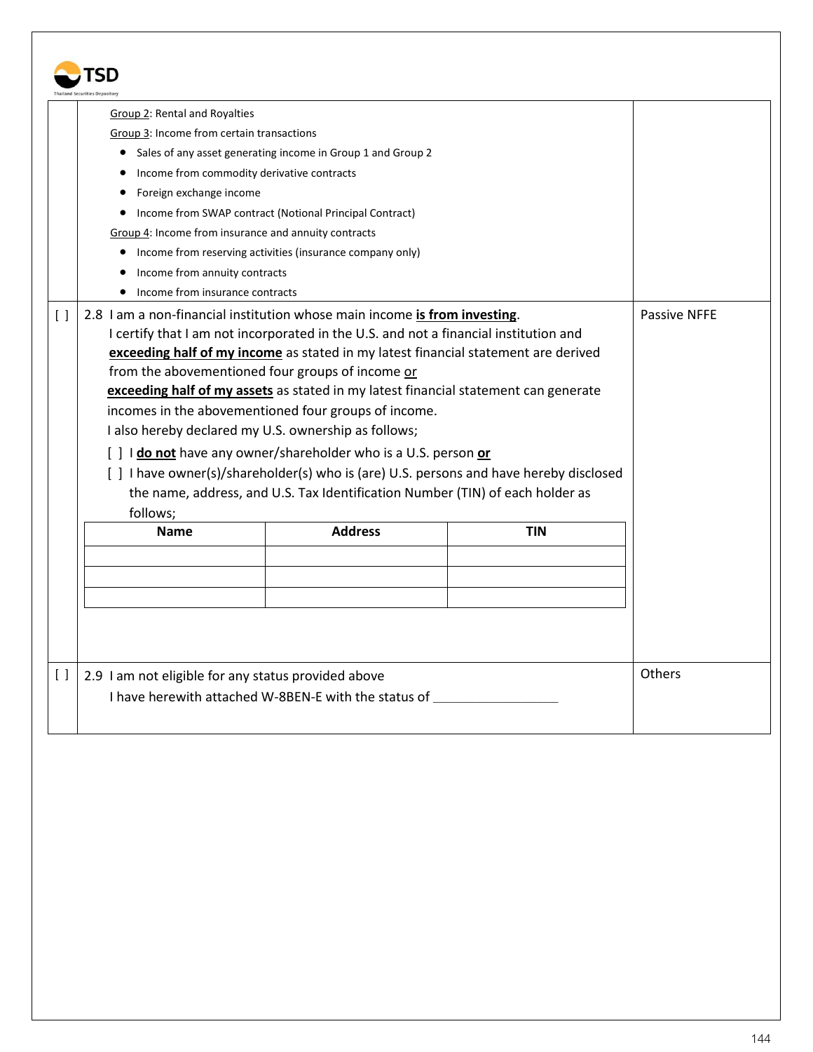| | | |
|---|---|---|
| | <u>Group 2</u>: Rental and Royalties<br><u>Group 3</u>: Income from certain transactions<br>• Sales of any asset generating income in Group 1 and Group 2<br>• Income from commodity derivative contracts<br>• Foreign exchange income<br>• Income from SWAP contract (Notional Principal Contract)<br><u>Group 4</u>: Income from insurance and annuity contracts<br>• Income from reserving activities (insurance company only)<br>• Income from annuity contracts<br>• Income from insurance contracts | |
| [ ] | 2.8 I am a non-financial institution whose main income **<u>is from investing</u>**.<br>I certify that I am not incorporated in the U.S. and not a financial institution and **<u>exceeding half of my income</u>** as stated in my latest financial statement are derived from the abovementioned four groups of income <u>or</u> **<u>exceeding half of my assets</u>** as stated in my latest financial statement can generate incomes in the abovementioned four groups of income.<br>I also hereby declared my U.S. ownership as follows;<br>[ ] I **<u>do not</u>** have any owner/shareholder who is a U.S. person **<u>or</u>**<br>[ ] I have owner(s)/shareholder(s) who is (are) U.S. persons and have hereby disclosed the name, address, and U.S. Tax Identification Number (TIN) of each holder as follows; | Passive NFFE |
| [ ] | 2.9 I am not eligible for any status provided above<br>I have herewith attached W-8BEN-E with the status of ________________ | Others |

| Name | Address | TIN |
|---|---|---|
| | | |
| | | |
| | | |